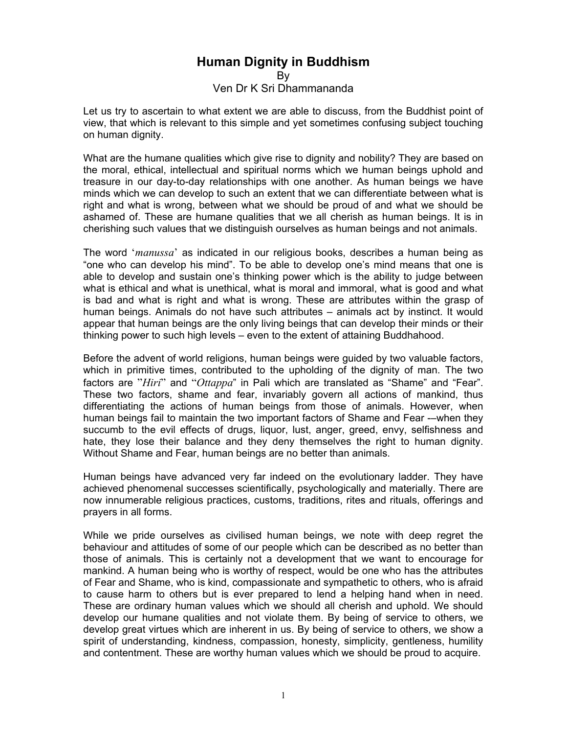# Human Dignity in Buddhism

By

Ven Dr K Sri Dhammananda

Let us try to ascertain to what extent we are able to discuss, from the Buddhist point of view, that which is relevant to this simple and yet sometimes confusing subject touching on human dignity.

What are the humane qualities which give rise to dignity and nobility? They are based on the moral, ethical, intellectual and spiritual norms which we human beings uphold and treasure in our day-to-day relationships with one another. As human beings we have minds which we can develop to such an extent that we can differentiate between what is right and what is wrong, between what we should be proud of and what we should be ashamed of. These are humane qualities that we all cherish as human beings. It is in cherishing such values that we distinguish ourselves as human beings and not animals.

The word '*manussa*' as indicated in our religious books, describes a human being as "one who can develop his mind". To be able to develop one's mind means that one is able to develop and sustain one's thinking power which is the ability to judge between what is ethical and what is unethical, what is moral and immoral, what is good and what is bad and what is right and what is wrong. These are attributes within the grasp of human beings. Animals do not have such attributes – animals act by instinct. It would appear that human beings are the only living beings that can develop their minds or their thinking power to such high levels – even to the extent of attaining Buddhahood.

Before the advent of world religions, human beings were guided by two valuable factors, which in primitive times, contributed to the upholding of the dignity of man. The two factors are "*Hiri*" and "*Ottappa*" in Pali which are translated as "Shame" and "Fear". These two factors, shame and fear, invariably govern all actions of mankind, thus differentiating the actions of human beings from those of animals. However, when human beings fail to maintain the two important factors of Shame and Fear -—when they succumb to the evil effects of drugs, liquor, lust, anger, greed, envy, selfishness and hate, they lose their balance and they deny themselves the right to human dignity. Without Shame and Fear, human beings are no better than animals.

Human beings have advanced very far indeed on the evolutionary ladder. They have achieved phenomenal successes scientifically, psychologically and materially. There are now innumerable religious practices, customs, traditions, rites and rituals, offerings and prayers in all forms.

While we pride ourselves as civilised human beings, we note with deep regret the behaviour and attitudes of some of our people which can be described as no better than those of animals. This is certainly not a development that we want to encourage for mankind. A human being who is worthy of respect, would be one who has the attributes of Fear and Shame, who is kind, compassionate and sympathetic to others, who is afraid to cause harm to others but is ever prepared to lend a helping hand when in need. These are ordinary human values which we should all cherish and uphold. We should develop our humane qualities and not violate them. By being of service to others, we develop great virtues which are inherent in us. By being of service to others, we show a spirit of understanding, kindness, compassion, honesty, simplicity, gentleness, humility and contentment. These are worthy human values which we should be proud to acquire.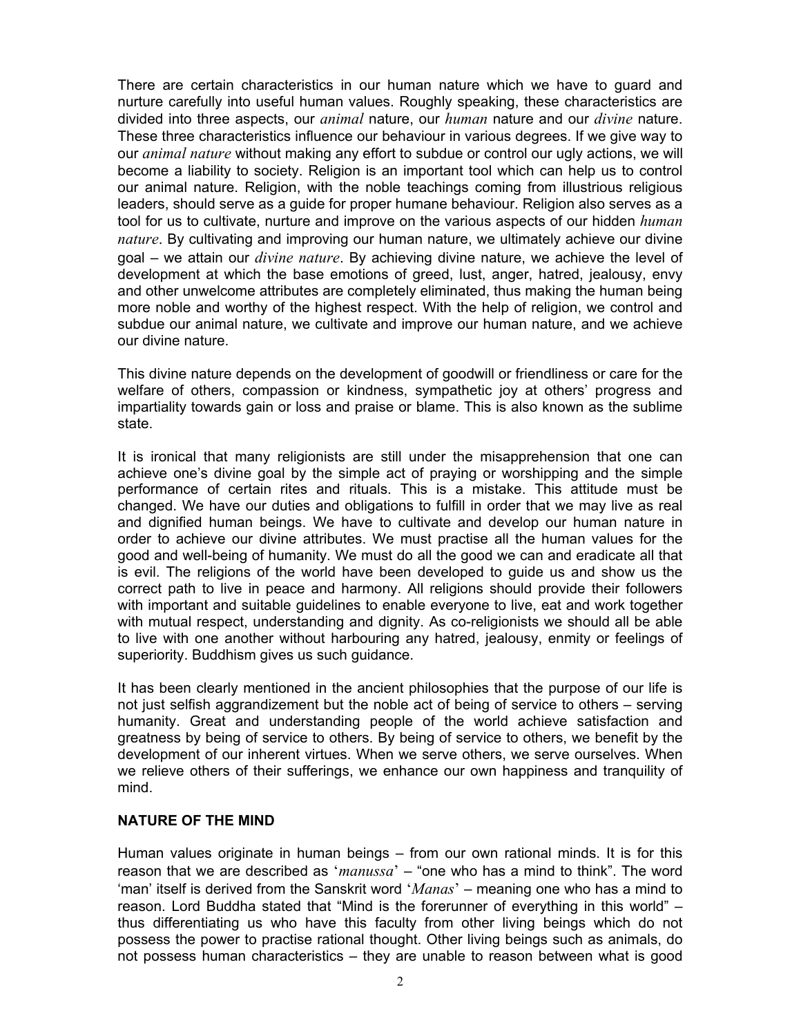There are certain characteristics in our human nature which we have to guard and nurture carefully into useful human values. Roughly speaking, these characteristics are divided into three aspects, our *animal* nature, our *human* nature and our *divine* nature. These three characteristics influence our behaviour in various degrees. If we give way to our *animal nature* without making any effort to subdue or control our ugly actions, we will become a liability to society. Religion is an important tool which can help us to control our animal nature. Religion, with the noble teachings coming from illustrious religious leaders, should serve as a guide for proper humane behaviour. Religion also serves as a tool for us to cultivate, nurture and improve on the various aspects of our hidden *human nature*. By cultivating and improving our human nature, we ultimately achieve our divine goal – we attain our *divine nature*. By achieving divine nature, we achieve the level of development at which the base emotions of greed, lust, anger, hatred, jealousy, envy and other unwelcome attributes are completely eliminated, thus making the human being more noble and worthy of the highest respect. With the help of religion, we control and subdue our animal nature, we cultivate and improve our human nature, and we achieve our divine nature.

This divine nature depends on the development of goodwill or friendliness or care for the welfare of others, compassion or kindness, sympathetic joy at others' progress and impartiality towards gain or loss and praise or blame. This is also known as the sublime state.

It is ironical that many religionists are still under the misapprehension that one can achieve one's divine goal by the simple act of praying or worshipping and the simple performance of certain rites and rituals. This is a mistake. This attitude must be changed. We have our duties and obligations to fulfill in order that we may live as real and dignified human beings. We have to cultivate and develop our human nature in order to achieve our divine attributes. We must practise all the human values for the good and well-being of humanity. We must do all the good we can and eradicate all that is evil. The religions of the world have been developed to guide us and show us the correct path to live in peace and harmony. All religions should provide their followers with important and suitable guidelines to enable everyone to live, eat and work together with mutual respect, understanding and dignity. As co-religionists we should all be able to live with one another without harbouring any hatred, jealousy, enmity or feelings of superiority. Buddhism gives us such guidance.

It has been clearly mentioned in the ancient philosophies that the purpose of our life is not just selfish aggrandizement but the noble act of being of service to others – serving humanity. Great and understanding people of the world achieve satisfaction and greatness by being of service to others. By being of service to others, we benefit by the development of our inherent virtues. When we serve others, we serve ourselves. When we relieve others of their sufferings, we enhance our own happiness and tranquility of mind.

## NATURE OF THE MIND

Human values originate in human beings – from our own rational minds. It is for this reason that we are described as '*manussa*' – "one who has a mind to think". The word 'man' itself is derived from the Sanskrit word '*Manas*' – meaning one who has a mind to reason. Lord Buddha stated that "Mind is the forerunner of everything in this world" – thus differentiating us who have this faculty from other living beings which do not possess the power to practise rational thought. Other living beings such as animals, do not possess human characteristics – they are unable to reason between what is good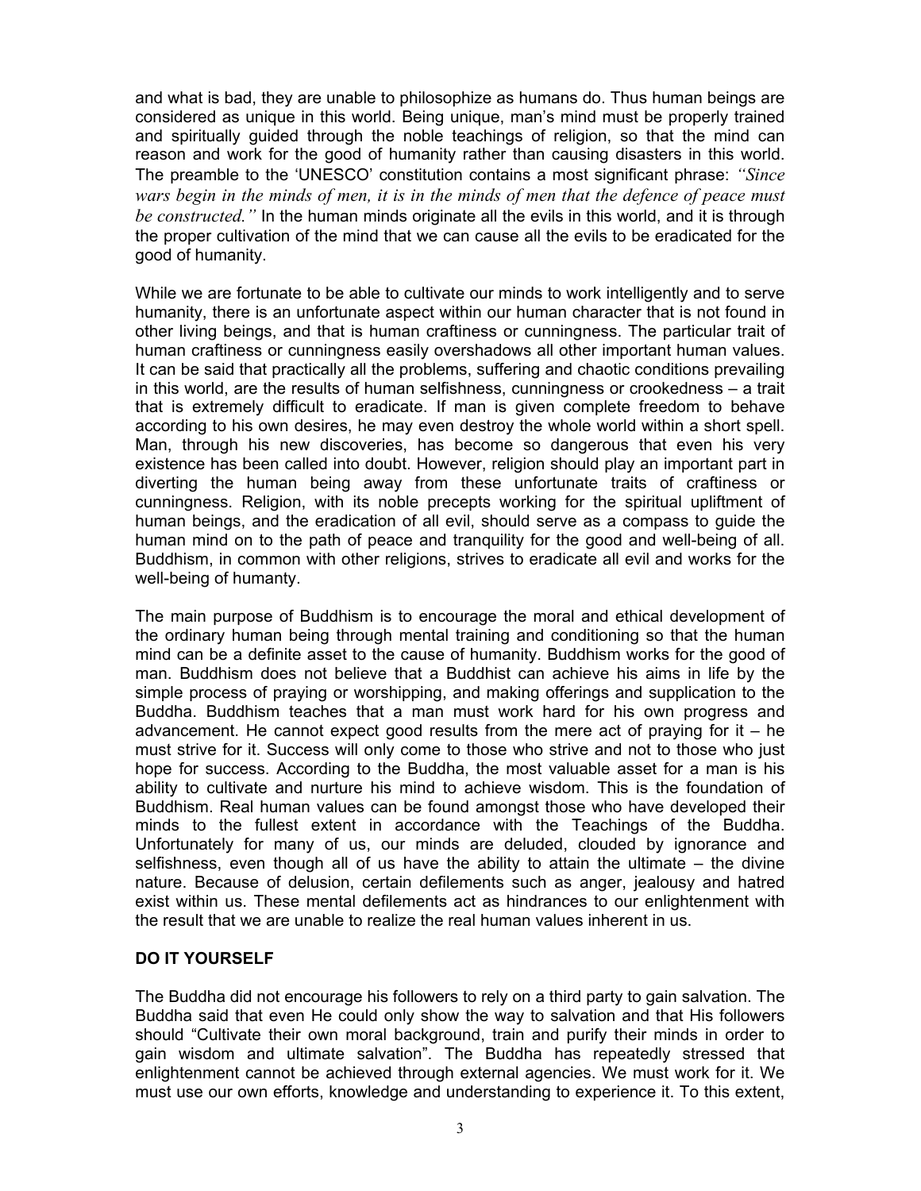and what is bad, they are unable to philosophize as humans do. Thus human beings are considered as unique in this world. Being unique, man's mind must be properly trained and spiritually guided through the noble teachings of religion, so that the mind can reason and work for the good of humanity rather than causing disasters in this world. The preamble to the 'UNESCO' constitution contains a most significant phrase: *"Since wars begin in the minds of men, it is in the minds of men that the defence of peace must be constructed."* In the human minds originate all the evils in this world, and it is through the proper cultivation of the mind that we can cause all the evils to be eradicated for the good of humanity.

While we are fortunate to be able to cultivate our minds to work intelligently and to serve humanity, there is an unfortunate aspect within our human character that is not found in other living beings, and that is human craftiness or cunningness. The particular trait of human craftiness or cunningness easily overshadows all other important human values. It can be said that practically all the problems, suffering and chaotic conditions prevailing in this world, are the results of human selfishness, cunningness or crookedness – a trait that is extremely difficult to eradicate. If man is given complete freedom to behave according to his own desires, he may even destroy the whole world within a short spell. Man, through his new discoveries, has become so dangerous that even his very existence has been called into doubt. However, religion should play an important part in diverting the human being away from these unfortunate traits of craftiness or cunningness. Religion, with its noble precepts working for the spiritual upliftment of human beings, and the eradication of all evil, should serve as a compass to guide the human mind on to the path of peace and tranquility for the good and well-being of all. Buddhism, in common with other religions, strives to eradicate all evil and works for the well-being of humanty.

The main purpose of Buddhism is to encourage the moral and ethical development of the ordinary human being through mental training and conditioning so that the human mind can be a definite asset to the cause of humanity. Buddhism works for the good of man. Buddhism does not believe that a Buddhist can achieve his aims in life by the simple process of praying or worshipping, and making offerings and supplication to the Buddha. Buddhism teaches that a man must work hard for his own progress and advancement. He cannot expect good results from the mere act of praying for it – he must strive for it. Success will only come to those who strive and not to those who just hope for success. According to the Buddha, the most valuable asset for a man is his ability to cultivate and nurture his mind to achieve wisdom. This is the foundation of Buddhism. Real human values can be found amongst those who have developed their minds to the fullest extent in accordance with the Teachings of the Buddha. Unfortunately for many of us, our minds are deluded, clouded by ignorance and selfishness, even though all of us have the ability to attain the ultimate – the divine nature. Because of delusion, certain defilements such as anger, jealousy and hatred exist within us. These mental defilements act as hindrances to our enlightenment with the result that we are unable to realize the real human values inherent in us.

## DO IT YOURSELF

The Buddha did not encourage his followers to rely on a third party to gain salvation. The Buddha said that even He could only show the way to salvation and that His followers should "Cultivate their own moral background, train and purify their minds in order to gain wisdom and ultimate salvation". The Buddha has repeatedly stressed that enlightenment cannot be achieved through external agencies. We must work for it. We must use our own efforts, knowledge and understanding to experience it. To this extent,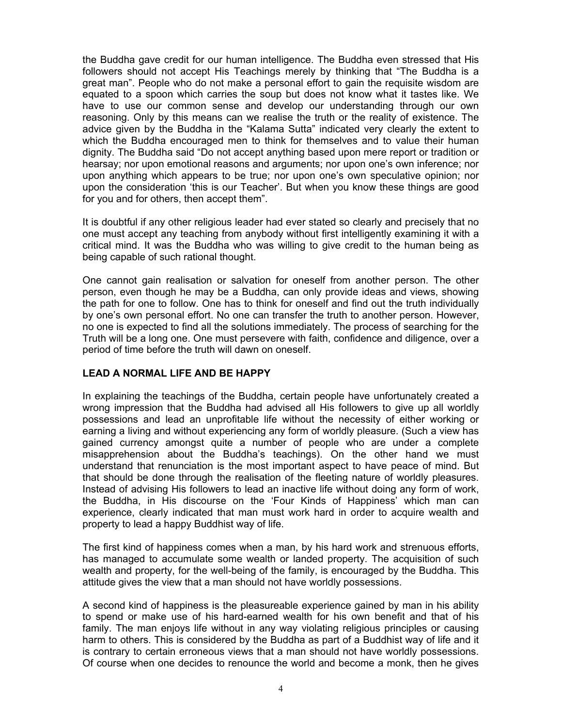the Buddha gave credit for our human intelligence. The Buddha even stressed that His followers should not accept His Teachings merely by thinking that "The Buddha is a great man". People who do not make a personal effort to gain the requisite wisdom are equated to a spoon which carries the soup but does not know what it tastes like. We have to use our common sense and develop our understanding through our own reasoning. Only by this means can we realise the truth or the reality of existence. The advice given by the Buddha in the "Kalama Sutta" indicated very clearly the extent to which the Buddha encouraged men to think for themselves and to value their human dignity. The Buddha said "Do not accept anything based upon mere report or tradition or hearsay; nor upon emotional reasons and arguments; nor upon one's own inference; nor upon anything which appears to be true; nor upon one's own speculative opinion; nor upon the consideration 'this is our Teacher'. But when you know these things are good for you and for others, then accept them".

It is doubtful if any other religious leader had ever stated so clearly and precisely that no one must accept any teaching from anybody without first intelligently examining it with a critical mind. It was the Buddha who was willing to give credit to the human being as being capable of such rational thought.

One cannot gain realisation or salvation for oneself from another person. The other person, even though he may be a Buddha, can only provide ideas and views, showing the path for one to follow. One has to think for oneself and find out the truth individually by one's own personal effort. No one can transfer the truth to another person. However, no one is expected to find all the solutions immediately. The process of searching for the Truth will be a long one. One must persevere with faith, confidence and diligence, over a period of time before the truth will dawn on oneself.

## LEAD A NORMAL LIFE AND BE HAPPY

In explaining the teachings of the Buddha, certain people have unfortunately created a wrong impression that the Buddha had advised all His followers to give up all worldly possessions and lead an unprofitable life without the necessity of either working or earning a living and without experiencing any form of worldly pleasure. (Such a view has gained currency amongst quite a number of people who are under a complete misapprehension about the Buddha's teachings). On the other hand we must understand that renunciation is the most important aspect to have peace of mind. But that should be done through the realisation of the fleeting nature of worldly pleasures. Instead of advising His followers to lead an inactive life without doing any form of work, the Buddha, in His discourse on the 'Four Kinds of Happiness' which man can experience, clearly indicated that man must work hard in order to acquire wealth and property to lead a happy Buddhist way of life.

The first kind of happiness comes when a man, by his hard work and strenuous efforts, has managed to accumulate some wealth or landed property. The acquisition of such wealth and property, for the well-being of the family, is encouraged by the Buddha. This attitude gives the view that a man should not have worldly possessions.

A second kind of happiness is the pleasureable experience gained by man in his ability to spend or make use of his hard-earned wealth for his own benefit and that of his family. The man enjoys life without in any way violating religious principles or causing harm to others. This is considered by the Buddha as part of a Buddhist way of life and it is contrary to certain erroneous views that a man should not have worldly possessions. Of course when one decides to renounce the world and become a monk, then he gives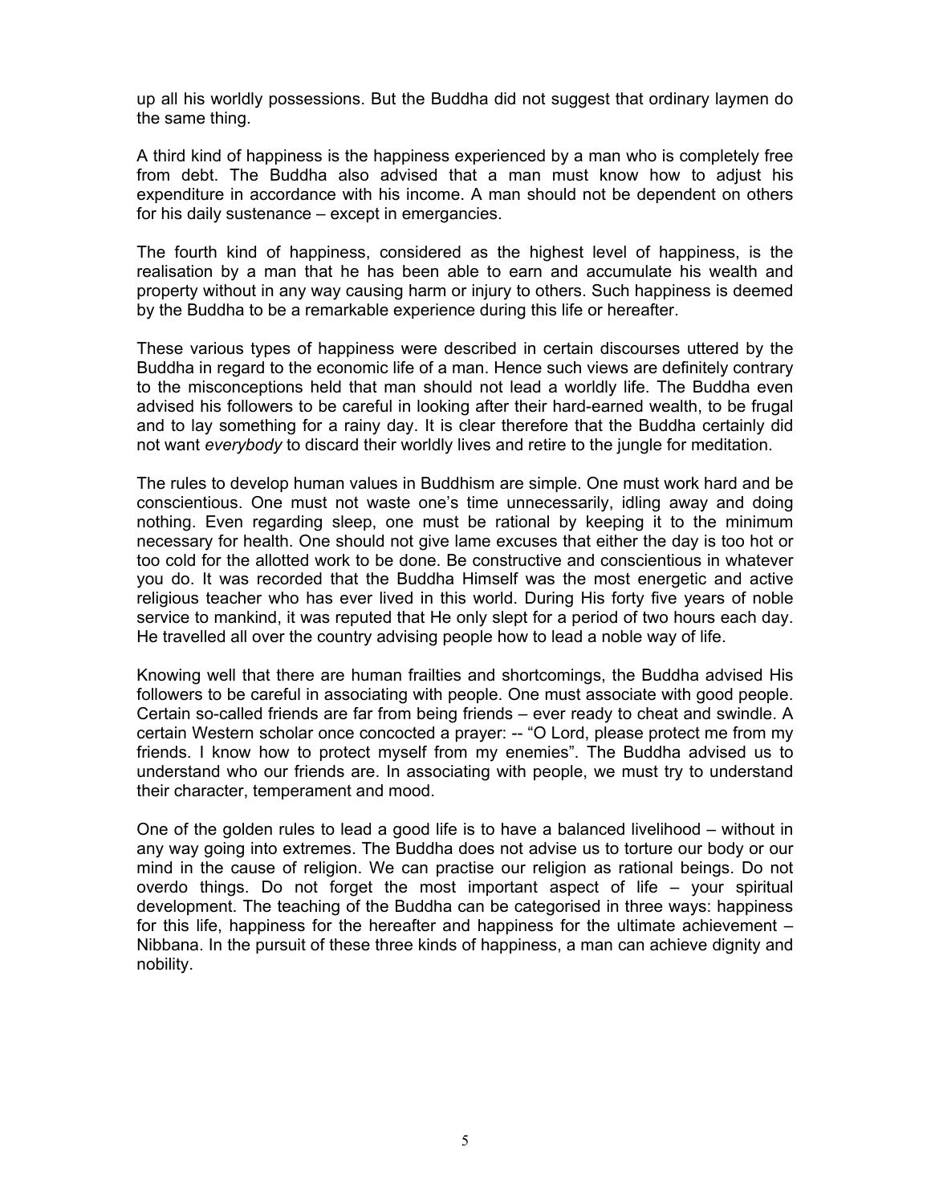up all his worldly possessions. But the Buddha did not suggest that ordinary laymen do the same thing.

A third kind of happiness is the happiness experienced by a man who is completely free from debt. The Buddha also advised that a man must know how to adjust his expenditure in accordance with his income. A man should not be dependent on others for his daily sustenance – except in emergancies.

The fourth kind of happiness, considered as the highest level of happiness, is the realisation by a man that he has been able to earn and accumulate his wealth and property without in any way causing harm or injury to others. Such happiness is deemed by the Buddha to be a remarkable experience during this life or hereafter.

These various types of happiness were described in certain discourses uttered by the Buddha in regard to the economic life of a man. Hence such views are definitely contrary to the misconceptions held that man should not lead a worldly life. The Buddha even advised his followers to be careful in looking after their hard-earned wealth, to be frugal and to lay something for a rainy day. It is clear therefore that the Buddha certainly did not want *everybody* to discard their worldly lives and retire to the jungle for meditation.

The rules to develop human values in Buddhism are simple. One must work hard and be conscientious. One must not waste one's time unnecessarily, idling away and doing nothing. Even regarding sleep, one must be rational by keeping it to the minimum necessary for health. One should not give lame excuses that either the day is too hot or too cold for the allotted work to be done. Be constructive and conscientious in whatever you do. It was recorded that the Buddha Himself was the most energetic and active religious teacher who has ever lived in this world. During His forty five years of noble service to mankind, it was reputed that He only slept for a period of two hours each day. He travelled all over the country advising people how to lead a noble way of life.

Knowing well that there are human frailties and shortcomings, the Buddha advised His followers to be careful in associating with people. One must associate with good people. Certain so-called friends are far from being friends – ever ready to cheat and swindle. A certain Western scholar once concocted a prayer: -- "O Lord, please protect me from my friends. I know how to protect myself from my enemies". The Buddha advised us to understand who our friends are. In associating with people, we must try to understand their character, temperament and mood.

One of the golden rules to lead a good life is to have a balanced livelihood – without in any way going into extremes. The Buddha does not advise us to torture our body or our mind in the cause of religion. We can practise our religion as rational beings. Do not overdo things. Do not forget the most important aspect of life – your spiritual development. The teaching of the Buddha can be categorised in three ways: happiness for this life, happiness for the hereafter and happiness for the ultimate achievement – Nibbana. In the pursuit of these three kinds of happiness, a man can achieve dignity and nobility.